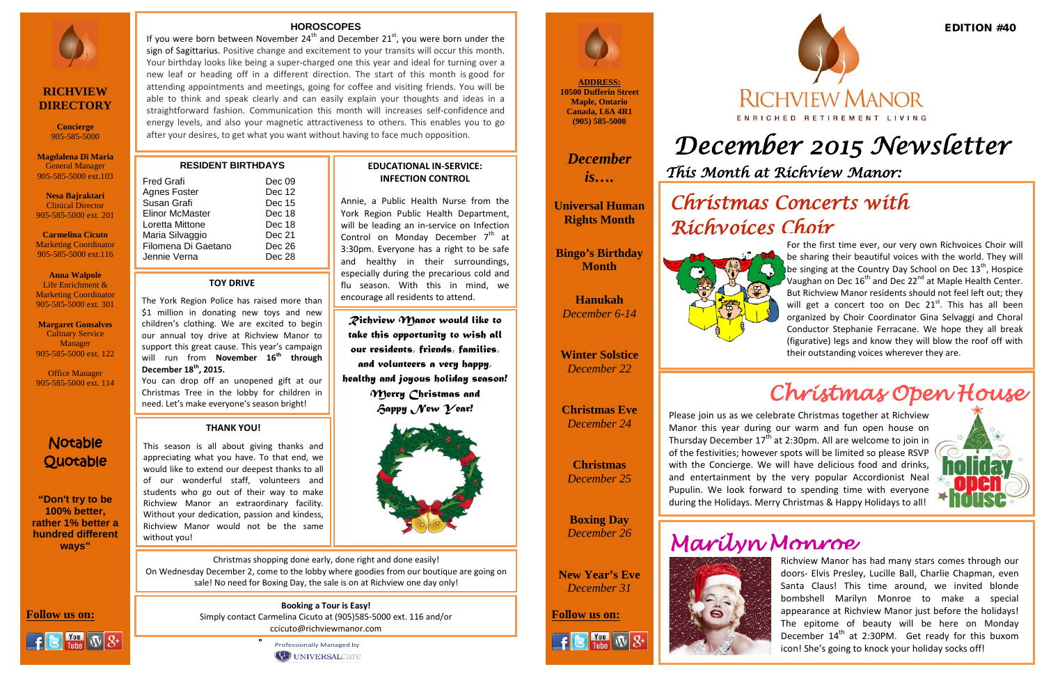# RICHVIEW DIRECTORY

**Concierge**
905-585-5000

**Magdalena Di Maria**
General Manager
905-585-5000 ext.103

**Nesa Bajraktari**
Clinical Director
905-585-5000 ext. 201

**Carmelina Cicuto**
Marketing Coordinator
905-585-5000 ext.116

**Anna Walpole**
Life Enrichment & Marketing Coordinator
905-585-5000 ext. 301

**Margaret Gonsalves**
Culinary Service Manager
905-585-5000 ext. 122

Office Manager
905-585-5000 ext. 114

## Notable Quotable

**"Don't try to be 100% better, rather 1% better a hundred different ways"**

**Follow us on:**

## HOROSCOPES

If you were born between November 24th and December 21st, you were born under the sign of Sagittarius. Positive change and excitement to your transits will occur this month. Your birthday looks like being a super-charged one this year and ideal for turning over a new leaf or heading off in a different direction. The start of this month is good for attending appointments and meetings, going for coffee and visiting friends. You will be able to think and speak clearly and can easily explain your thoughts and ideas in a straightforward fashion. Communication this month will increases self-confidence and energy levels, and also your magnetic attractiveness to others. This enables you to go after your desires, to get what you want without having to face much opposition.

## RESIDENT BIRTHDAYS

| | |
|---|---|
| Fred Grafi | Dec 09 |
| Agnes Foster | Dec 12 |
| Susan Grafi | Dec 15 |
| Elinor McMaster | Dec 18 |
| Loretta Mittone | Dec 18 |
| Maria Silvaggio | Dec 21 |
| Filomena Di Gaetano | Dec 26 |
| Jennie Verna | Dec 28 |

## EDUCATIONAL IN-SERVICE: INFECTION CONTROL

Annie, a Public Health Nurse from the York Region Public Health Department, will be leading an in-service on Infection Control on Monday December 7th at 3:30pm. Everyone has a right to be safe and healthy in their surroundings, especially during the precarious cold and flu season. With this in mind, we encourage all residents to attend.

## TOY DRIVE

The York Region Police has raised more than $1 million in donating new toys and new children's clothing. We are excited to begin our annual toy drive at Richview Manor to support this great cause. This year's campaign will run from **November 16th through December 18th, 2015.**

You can drop off an unopened gift at our Christmas Tree in the lobby for children in need. Let's make everyone's season bright!

*Richview Manor would like to take this opportunity to wish all our residents, friends, families, and volunteers a very happy, healthy and joyous holiday season! Merry Christmas and Happy New Year!*

## THANK YOU!

This season is all about giving thanks and appreciating what you have. To that end, we would like to extend our deepest thanks to all of our wonderful staff, volunteers and students who go out of their way to make Richview Manor an extraordinary facility. Without your dedication, passion and kindness, Richview Manor would not be the same without you!

Christmas shopping done early, done right and done easily!
On Wednesday December 2, come to the lobby where goodies from our boutique are going on sale! No need for Boxing Day, the sale is on at Richview one day only!

**Booking a Tour is Easy!**
Simply contact Carmelina Cicuto at (905)585-5000 ext. 116 and/or ccicuto@richviewmanor.com

Professionally Managed by UNIVERSALcare

**ADDRESS:**
**10500 Dufferin Street**
**Maple, Ontario**
**Canada, L6A 4R1**
**(905) 585-5000**

## *December is….*

**Universal Human Rights Month**

**Bingo's Birthday Month**

**Hanukah**
*December 6-14*

**Winter Solstice**
*December 22*

**Christmas Eve**
*December 24*

**Christmas**
*December 25*

**Boxing Day**
*December 26*

**New Year's Eve**
*December 31*

**Follow us on:**

**EDITION #40**

RICHVIEW MANOR
ENRICHED RETIREMENT LIVING

# December 2015 Newsletter

## This Month at Richview Manor:

## Christmas Concerts with Richvoices Choir

For the first time ever, our very own Richvoices Choir will be sharing their beautiful voices with the world. They will be singing at the Country Day School on Dec 13th, Hospice Vaughan on Dec 16th and Dec 22nd at Maple Health Center. But Richview Manor residents should not feel left out; they will get a concert too on Dec 21st. This has all been organized by Choir Coordinator Gina Selvaggi and Choral Conductor Stephanie Ferracane. We hope they all break (figurative) legs and know they will blow the roof off with their outstanding voices wherever they are.

## Christmas Open House

Please join us as we celebrate Christmas together at Richview Manor this year during our warm and fun open house on Thursday December 17th at 2:30pm. All are welcome to join in of the festivities; however spots will be limited so please RSVP with the Concierge. We will have delicious food and drinks, and entertainment by the very popular Accordionist Neal Pupulin. We look forward to spending time with everyone during the Holidays. Merry Christmas & Happy Holidays to all!

## Marilyn Monroe

Richview Manor has had many stars comes through our doors- Elvis Presley, Lucille Ball, Charlie Chapman, even Santa Claus! This time around, we invited blonde bombshell Marilyn Monroe to make a special appearance at Richview Manor just before the holidays! The epitome of beauty will be here on Monday December 14th at 2:30PM. Get ready for this buxom icon! She's going to knock your holiday socks off!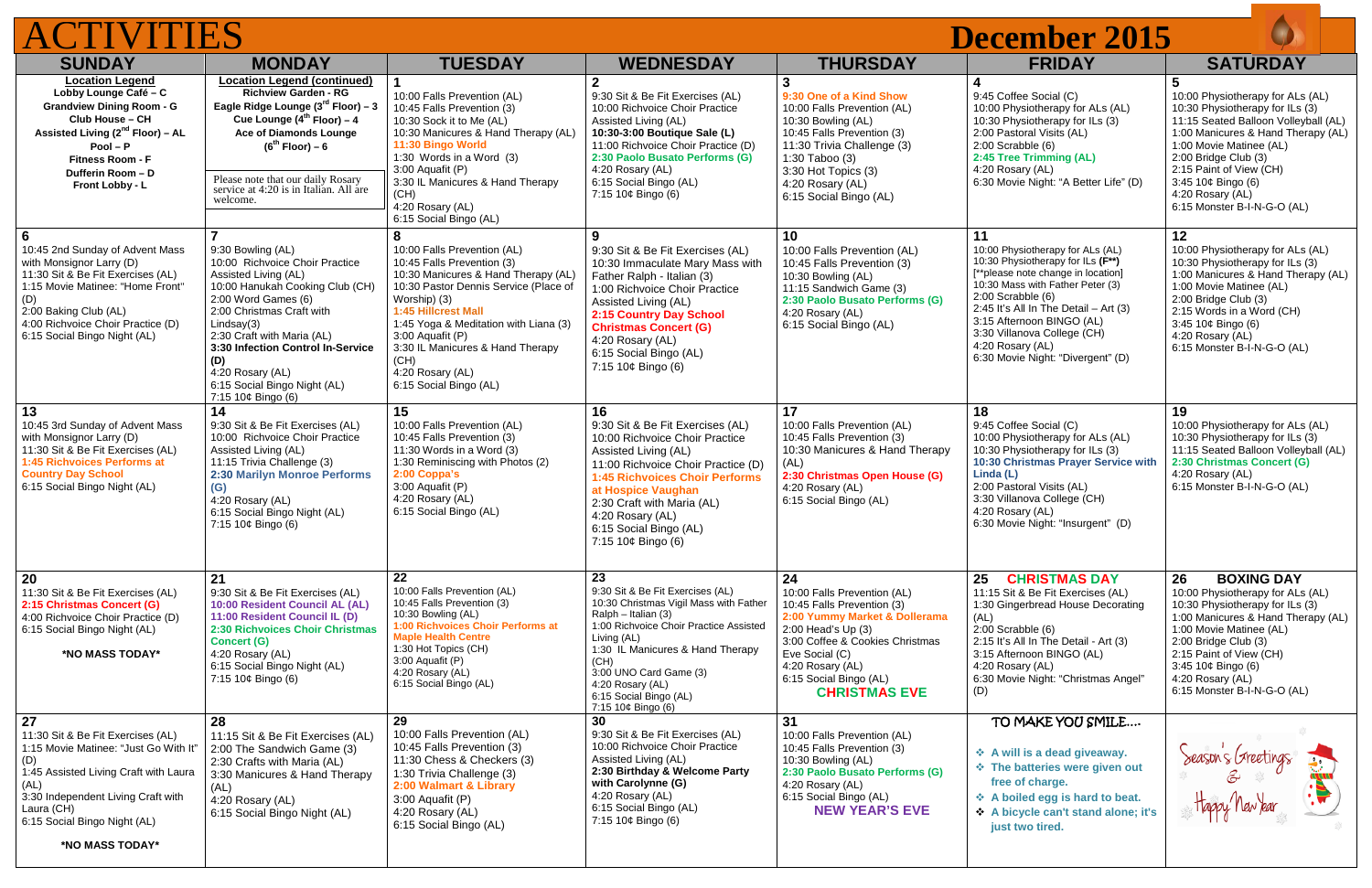# ACTIVITIES

## December 2015

| SUNDAY | MONDAY | TUESDAY | WEDNESDAY | THURSDAY | FRIDAY | SATURDAY |
|---|---|---|---|---|---|---|
| **Location Legend**<br>**Lobby Lounge Café – C**<br>**Grandview Dining Room - G**<br>**Club House – CH**<br>**Assisted Living (2nd Floor) – AL**<br>**Pool – P**<br>**Fitness Room - F**<br>**Dufferin Room – D**<br>**Front Lobby - L** | **Location Legend (continued)**<br>**Richview Garden - RG**<br>**Eagle Ridge Lounge (3rd Floor) – 3**<br>**Cue Lounge (4th Floor) – 4**<br>**Ace of Diamonds Lounge (6th Floor) – 6**<br><br>Please note that our daily Rosary service at 4:20 is in Italian. All are welcome. | **1**<br>10:00 Falls Prevention (AL)<br>10:45 Falls Prevention (3)<br>10:30 Sock it to Me (AL)<br>10:30 Manicures & Hand Therapy (AL)<br>**11:30 Bingo World**<br>1:30 Words in a Word (3)<br>3:00 Aquafit (P)<br>3:30 IL Manicures & Hand Therapy (CH)<br>4:20 Rosary (AL)<br>6:15 Social Bingo (AL) | **2**<br>9:30 Sit & Be Fit Exercises (AL)<br>10:00 Richvoice Choir Practice Assisted Living (AL)<br>**10:30-3:00 Boutique Sale (L)**<br>11:00 Richvoice Choir Practice (D)<br>**2:30 Paolo Busato Performs (G)**<br>4:20 Rosary (AL)<br>6:15 Social Bingo (AL)<br>7:15 10¢ Bingo (6) | **3**<br>**9:30 One of a Kind Show**<br>10:00 Falls Prevention (AL)<br>10:30 Bowling (AL)<br>10:45 Falls Prevention (3)<br>11:30 Trivia Challenge (3)<br>1:30 Taboo (3)<br>3:30 Hot Topics (3)<br>4:20 Rosary (AL)<br>6:15 Social Bingo (AL) | **4**<br>9:45 Coffee Social (C)<br>10:00 Physiotherapy for ALs (AL)<br>10:30 Physiotherapy for ILs (3)<br>2:00 Pastoral Visits (AL)<br>2:00 Scrabble (6)<br>**2:45 Tree Trimming (AL)**<br>4:20 Rosary (AL)<br>6:30 Movie Night: "A Better Life" (D) | **5**<br>10:00 Physiotherapy for ALs (AL)<br>10:30 Physiotherapy for ILs (3)<br>11:15 Seated Balloon Volleyball (AL)<br>1:00 Manicures & Hand Therapy (AL)<br>1:00 Movie Matinee (AL)<br>2:00 Bridge Club (3)<br>2:15 Paint of View (CH)<br>3:45 10¢ Bingo (6)<br>4:20 Rosary (AL)<br>6:15 Monster B-I-N-G-O (AL) |
| **6**<br>10:45 2nd Sunday of Advent Mass with Monsignor Larry (D)<br>11:30 Sit & Be Fit Exercises (AL)<br>1:15 Movie Matinee: "Home Front" (D)<br>2:00 Baking Club (AL)<br>4:00 Richvoice Choir Practice (D)<br>6:15 Social Bingo Night (AL) | **7**<br>9:30 Bowling (AL)<br>10:00 Richvoice Choir Practice Assisted Living (AL)<br>10:00 Hanukah Cooking Club (CH)<br>2:00 Word Games (6)<br>2:00 Christmas Craft with Lindsay(3)<br>2:30 Craft with Maria (AL)<br>**3:30 Infection Control In-Service (D)**<br>4:20 Rosary (AL)<br>6:15 Social Bingo Night (AL)<br>7:15 10¢ Bingo (6) | **8**<br>10:00 Falls Prevention (AL)<br>10:45 Falls Prevention (3)<br>10:30 Manicures & Hand Therapy (AL)<br>10:30 Pastor Dennis Service (Place of Worship) (3)<br>**1:45 Hillcrest Mall**<br>1:45 Yoga & Meditation with Liana (3)<br>3:00 Aquafit (P)<br>3:30 IL Manicures & Hand Therapy (CH)<br>4:20 Rosary (AL)<br>6:15 Social Bingo (AL) | **9**<br>9:30 Sit & Be Fit Exercises (AL)<br>10:30 Immaculate Mary Mass with Father Ralph - Italian (3)<br>1:00 Richvoice Choir Practice Assisted Living (AL)<br>**2:15 Country Day School Christmas Concert (G)**<br>4:20 Rosary (AL)<br>6:15 Social Bingo (AL)<br>7:15 10¢ Bingo (6) | **10**<br>10:00 Falls Prevention (AL)<br>10:45 Falls Prevention (3)<br>10:30 Bowling (AL)<br>11:15 Sandwich Game (3)<br>**2:30 Paolo Busato Performs (G)**<br>4:20 Rosary (AL)<br>6:15 Social Bingo (AL) | **11**<br>10:00 Physiotherapy for ALs (AL)<br>10:30 Physiotherapy for ILs **(F\*\*)**<br>[\*\*please note change in location]<br>10:30 Mass with Father Peter (3)<br>2:00 Scrabble (6)<br>2:45 It's All In The Detail – Art (3)<br>3:15 Afternoon BINGO (AL)<br>3:30 Villanova College (CH)<br>4:20 Rosary (AL)<br>6:30 Movie Night: "Divergent" (D) | **12**<br>10:00 Physiotherapy for ALs (AL)<br>10:30 Physiotherapy for ILs (3)<br>1:00 Manicures & Hand Therapy (AL)<br>1:00 Movie Matinee (AL)<br>2:00 Bridge Club (3)<br>2:15 Words in a Word (CH)<br>3:45 10¢ Bingo (6)<br>4:20 Rosary (AL)<br>6:15 Monster B-I-N-G-O (AL) |
| **13**<br>10:45 3rd Sunday of Advent Mass with Monsignor Larry (D)<br>11:30 Sit & Be Fit Exercises (AL)<br>**1:45 Richvoices Performs at Country Day School**<br>6:15 Social Bingo Night (AL) | **14**<br>9:30 Sit & Be Fit Exercises (AL)<br>10:00 Richvoice Choir Practice Assisted Living (AL)<br>11:15 Trivia Challenge (3)<br>**2:30 Marilyn Monroe Performs (G)**<br>4:20 Rosary (AL)<br>6:15 Social Bingo Night (AL)<br>7:15 10¢ Bingo (6) | **15**<br>10:00 Falls Prevention (AL)<br>10:45 Falls Prevention (3)<br>11:30 Words in a Word (3)<br>1:30 Reminiscing with Photos (2)<br>**2:00 Coppa's**<br>3:00 Aquafit (P)<br>4:20 Rosary (AL)<br>6:15 Social Bingo (AL) | **16**<br>9:30 Sit & Be Fit Exercises (AL)<br>10:00 Richvoice Choir Practice Assisted Living (AL)<br>11:00 Richvoice Choir Practice (D)<br>**1:45 Richvoices Choir Performs at Hospice Vaughan**<br>2:30 Craft with Maria (AL)<br>4:20 Rosary (AL)<br>6:15 Social Bingo (AL)<br>7:15 10¢ Bingo (6) | **17**<br>10:00 Falls Prevention (AL)<br>10:45 Falls Prevention (3)<br>10:30 Manicures & Hand Therapy (AL)<br>**2:30 Christmas Open House (G)**<br>4:20 Rosary (AL)<br>6:15 Social Bingo (AL) | **18**<br>9:45 Coffee Social (C)<br>10:00 Physiotherapy for ALs (AL)<br>10:30 Physiotherapy for ILs (3)<br>**10:30 Christmas Prayer Service with Linda (L)**<br>2:00 Pastoral Visits (AL)<br>3:30 Villanova College (CH)<br>4:20 Rosary (AL)<br>6:30 Movie Night: "Insurgent" (D) | **19**<br>10:00 Physiotherapy for ALs (AL)<br>10:30 Physiotherapy for ILs (3)<br>11:15 Seated Balloon Volleyball (AL)<br>**2:30 Christmas Concert (G)**<br>4:20 Rosary (AL)<br>6:15 Monster B-I-N-G-O (AL) |
| **20**<br>11:30 Sit & Be Fit Exercises (AL)<br>**2:15 Christmas Concert (G)**<br>4:00 Richvoice Choir Practice (D)<br>6:15 Social Bingo Night (AL)<br><br>**\*NO MASS TODAY\*** | **21**<br>9:30 Sit & Be Fit Exercises (AL)<br>**10:00 Resident Council AL (AL)**<br>**11:00 Resident Council IL (D)**<br>**2:30 Richvoices Choir Christmas Concert (G)**<br>4:20 Rosary (AL)<br>6:15 Social Bingo Night (AL)<br>7:15 10¢ Bingo (6) | **22**<br>10:00 Falls Prevention (AL)<br>10:45 Falls Prevention (3)<br>10:30 Bowling (AL)<br>**1:00 Richvoices Choir Performs at Maple Health Centre**<br>1:30 Hot Topics (CH)<br>3:00 Aquafit (P)<br>4:20 Rosary (AL)<br>6:15 Social Bingo (AL) | **23**<br>9:30 Sit & Be Fit Exercises (AL)<br>10:30 Christmas Vigil Mass with Father Ralph – Italian (3)<br>1:00 Richvoice Choir Practice Assisted Living (AL)<br>1:30 IL Manicures & Hand Therapy (CH)<br>3:00 UNO Card Game (3)<br>4:20 Rosary (AL)<br>6:15 Social Bingo (AL)<br>7:15 10¢ Bingo (6) | **24**<br>10:00 Falls Prevention (AL)<br>10:45 Falls Prevention (3)<br>**2:00 Yummy Market & Dollerama**<br>2:00 Head's Up (3)<br>3:00 Coffee & Cookies Christmas Eve Social (C)<br>4:20 Rosary (AL)<br>6:15 Social Bingo (AL)<br>**CHRISTMAS EVE** | **25 CHRISTMAS DAY**<br>11:15 Sit & Be Fit Exercises (AL)<br>1:30 Gingerbread House Decorating (AL)<br>2:00 Scrabble (6)<br>2:15 It's All In The Detail - Art (3)<br>3:15 Afternoon BINGO (AL)<br>4:20 Rosary (AL)<br>6:30 Movie Night: "Christmas Angel" (D) | **26 BOXING DAY**<br>10:00 Physiotherapy for ALs (AL)<br>10:30 Physiotherapy for ILs (3)<br>1:00 Manicures & Hand Therapy (AL)<br>1:00 Movie Matinee (AL)<br>2:00 Bridge Club (3)<br>2:15 Paint of View (CH)<br>3:45 10¢ Bingo (6)<br>4:20 Rosary (AL)<br>6:15 Monster B-I-N-G-O (AL) |
| **27**<br>11:30 Sit & Be Fit Exercises (AL)<br>1:15 Movie Matinee: "Just Go With It" (D)<br>1:45 Assisted Living Craft with Laura (AL)<br>3:30 Independent Living Craft with Laura (CH)<br>6:15 Social Bingo Night (AL)<br><br>**\*NO MASS TODAY\*** | **28**<br>11:15 Sit & Be Fit Exercises (AL)<br>2:00 The Sandwich Game (3)<br>2:30 Crafts with Maria (AL)<br>3:30 Manicures & Hand Therapy (AL)<br>4:20 Rosary (AL)<br>6:15 Social Bingo Night (AL) | **29**<br>10:00 Falls Prevention (AL)<br>10:45 Falls Prevention (3)<br>11:30 Chess & Checkers (3)<br>1:30 Trivia Challenge (3)<br>**2:00 Walmart & Library**<br>3:00 Aquafit (P)<br>4:20 Rosary (AL)<br>6:15 Social Bingo (AL) | **30**<br>9:30 Sit & Be Fit Exercises (AL)<br>10:00 Richvoice Choir Practice Assisted Living (AL)<br>**2:30 Birthday & Welcome Party with Carolynne (G)**<br>4:20 Rosary (AL)<br>6:15 Social Bingo (AL)<br>7:15 10¢ Bingo (6) | **31**<br>10:00 Falls Prevention (AL)<br>10:45 Falls Prevention (3)<br>10:30 Bowling (AL)<br>**2:30 Paolo Busato Performs (G)**<br>4:20 Rosary (AL)<br>6:15 Social Bingo (AL)<br>**NEW YEAR'S EVE** | TO MAKE YOU SMILE….<br>**A will is a dead giveaway.**<br>**The batteries were given out free of charge.**<br>**A boiled egg is hard to beat.**<br>**A bicycle can't stand alone; it's just two tired.** | Season's Greetings & Happy New Year |